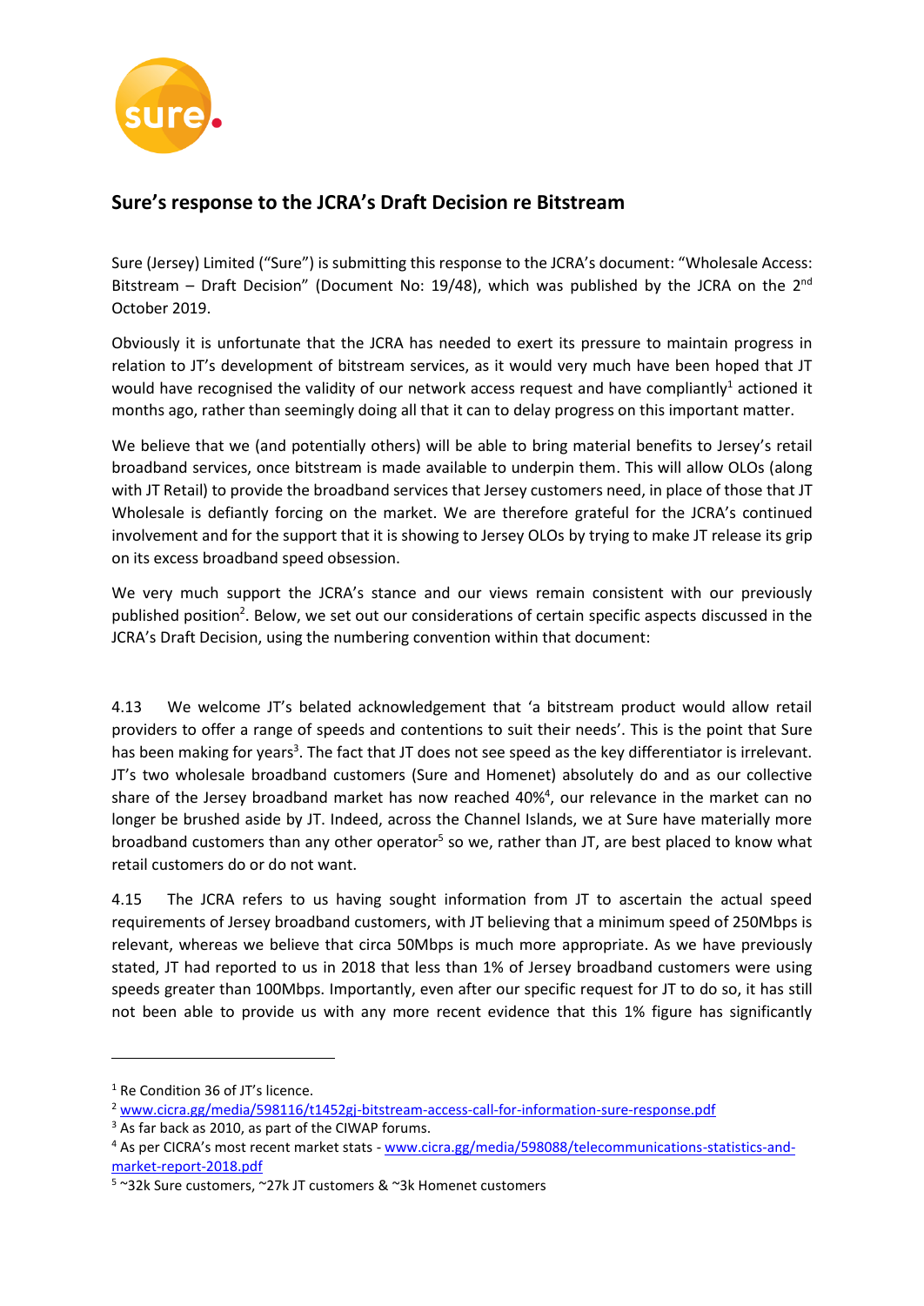## Sure's response to the JCRA's Draft Decision re Bitstream

Sure (Jersey) Limited ("Sure") is submitting this response to the JCRA's document: "Wholesale Access: Bitstream – Draft Decision" (Document No: 19/48), which was published by the JCRA on the 2nd October 2019.

Obviously it is unfortunate that the JCRA has needed to exert its pressure to maintain progress in relation to JT's development of bitstream services, as it would very much have been hoped that JT would have recognised the validity of our network access request and have compliantly[1] actioned it months ago, rather than seemingly doing all that it can to delay progress on this important matter.

We believe that we (and potentially others) will be able to bring material benefits to Jersey's retail broadband services, once bitstream is made available to underpin them. This will allow OLOs (along with JT Retail) to provide the broadband services that Jersey customers need, in place of those that JT Wholesale is defiantly forcing on the market. We are therefore grateful for the JCRA's continued involvement and for the support that it is showing to Jersey OLOs by trying to make JT release its grip on its excess broadband speed obsession.

We very much support the JCRA's stance and our views remain consistent with our previously published position[2]. Below, we set out our considerations of certain specific aspects discussed in the JCRA's Draft Decision, using the numbering convention within that document:

4.13 We welcome JT's belated acknowledgement that 'a bitstream product would allow retail providers to offer a range of speeds and contentions to suit their needs'. This is the point that Sure has been making for years[3]. The fact that JT does not see speed as the key differentiator is irrelevant. JT's two wholesale broadband customers (Sure and Homenet) absolutely do and as our collective share of the Jersey broadband market has now reached 40%[4], our relevance in the market can no longer be brushed aside by JT. Indeed, across the Channel Islands, we at Sure have materially more broadband customers than any other operator[5] so we, rather than JT, are best placed to know what retail customers do or do not want.

4.15 The JCRA refers to us having sought information from JT to ascertain the actual speed requirements of Jersey broadband customers, with JT believing that a minimum speed of 250Mbps is relevant, whereas we believe that circa 50Mbps is much more appropriate. As we have previously stated, JT had reported to us in 2018 that less than 1% of Jersey broadband customers were using speeds greater than 100Mbps. Importantly, even after our specific request for JT to do so, it has still not been able to provide us with any more recent evidence that this 1% figure has significantly

---

[1] Re Condition 36 of JT's licence.

[2] www.cicra.gg/media/598116/t1452gj-bitstream-access-call-for-information-sure-response.pdf

[3] As far back as 2010, as part of the CIWAP forums.

[4] As per CICRA's most recent market stats - www.cicra.gg/media/598088/telecommunications-statistics-and-market-report-2018.pdf

[5] ~32k Sure customers, ~27k JT customers & ~3k Homenet customers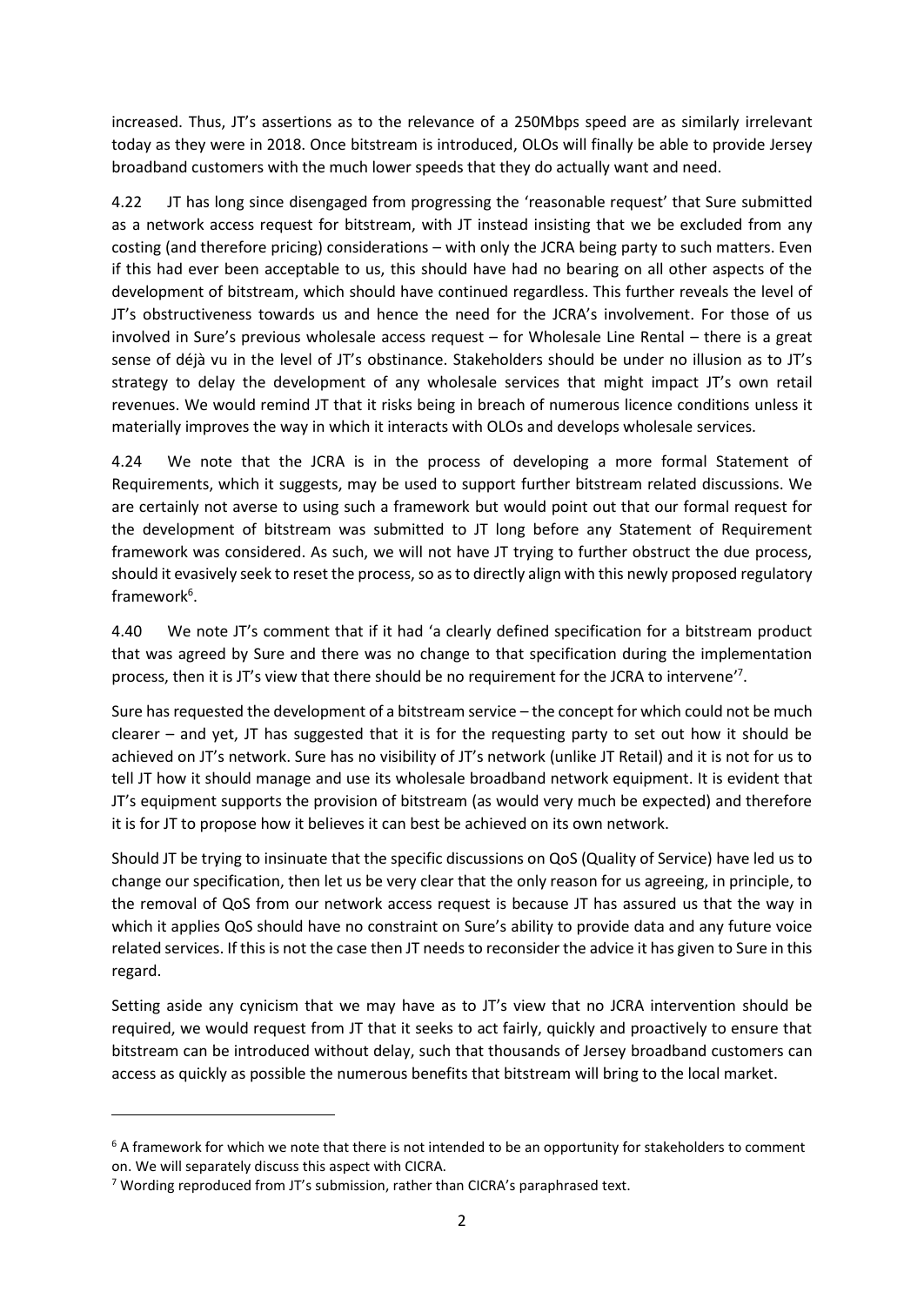increased. Thus, JT's assertions as to the relevance of a 250Mbps speed are as similarly irrelevant today as they were in 2018. Once bitstream is introduced, OLOs will finally be able to provide Jersey broadband customers with the much lower speeds that they do actually want and need.

4.22 JT has long since disengaged from progressing the 'reasonable request' that Sure submitted as a network access request for bitstream, with JT instead insisting that we be excluded from any costing (and therefore pricing) considerations – with only the JCRA being party to such matters. Even if this had ever been acceptable to us, this should have had no bearing on all other aspects of the development of bitstream, which should have continued regardless. This further reveals the level of JT's obstructiveness towards us and hence the need for the JCRA's involvement. For those of us involved in Sure's previous wholesale access request – for Wholesale Line Rental – there is a great sense of déjà vu in the level of JT's obstinance. Stakeholders should be under no illusion as to JT's strategy to delay the development of any wholesale services that might impact JT's own retail revenues. We would remind JT that it risks being in breach of numerous licence conditions unless it materially improves the way in which it interacts with OLOs and develops wholesale services.

4.24 We note that the JCRA is in the process of developing a more formal Statement of Requirements, which it suggests, may be used to support further bitstream related discussions. We are certainly not averse to using such a framework but would point out that our formal request for the development of bitstream was submitted to JT long before any Statement of Requirement framework was considered. As such, we will not have JT trying to further obstruct the due process, should it evasively seek to reset the process, so as to directly align with this newly proposed regulatory framework[6].

4.40 We note JT's comment that if it had 'a clearly defined specification for a bitstream product that was agreed by Sure and there was no change to that specification during the implementation process, then it is JT's view that there should be no requirement for the JCRA to intervene'[7].

Sure has requested the development of a bitstream service – the concept for which could not be much clearer – and yet, JT has suggested that it is for the requesting party to set out how it should be achieved on JT's network. Sure has no visibility of JT's network (unlike JT Retail) and it is not for us to tell JT how it should manage and use its wholesale broadband network equipment. It is evident that JT's equipment supports the provision of bitstream (as would very much be expected) and therefore it is for JT to propose how it believes it can best be achieved on its own network.

Should JT be trying to insinuate that the specific discussions on QoS (Quality of Service) have led us to change our specification, then let us be very clear that the only reason for us agreeing, in principle, to the removal of QoS from our network access request is because JT has assured us that the way in which it applies QoS should have no constraint on Sure's ability to provide data and any future voice related services. If this is not the case then JT needs to reconsider the advice it has given to Sure in this regard.

Setting aside any cynicism that we may have as to JT's view that no JCRA intervention should be required, we would request from JT that it seeks to act fairly, quickly and proactively to ensure that bitstream can be introduced without delay, such that thousands of Jersey broadband customers can access as quickly as possible the numerous benefits that bitstream will bring to the local market.

---

[6] A framework for which we note that there is not intended to be an opportunity for stakeholders to comment on. We will separately discuss this aspect with CICRA.

[7] Wording reproduced from JT's submission, rather than CICRA's paraphrased text.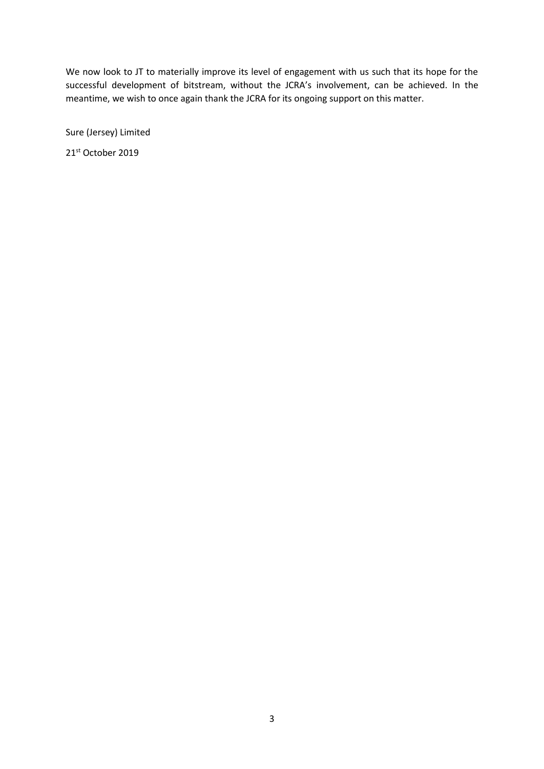We now look to JT to materially improve its level of engagement with us such that its hope for the successful development of bitstream, without the JCRA's involvement, can be achieved. In the meantime, we wish to once again thank the JCRA for its ongoing support on this matter.

Sure (Jersey) Limited

21st October 2019